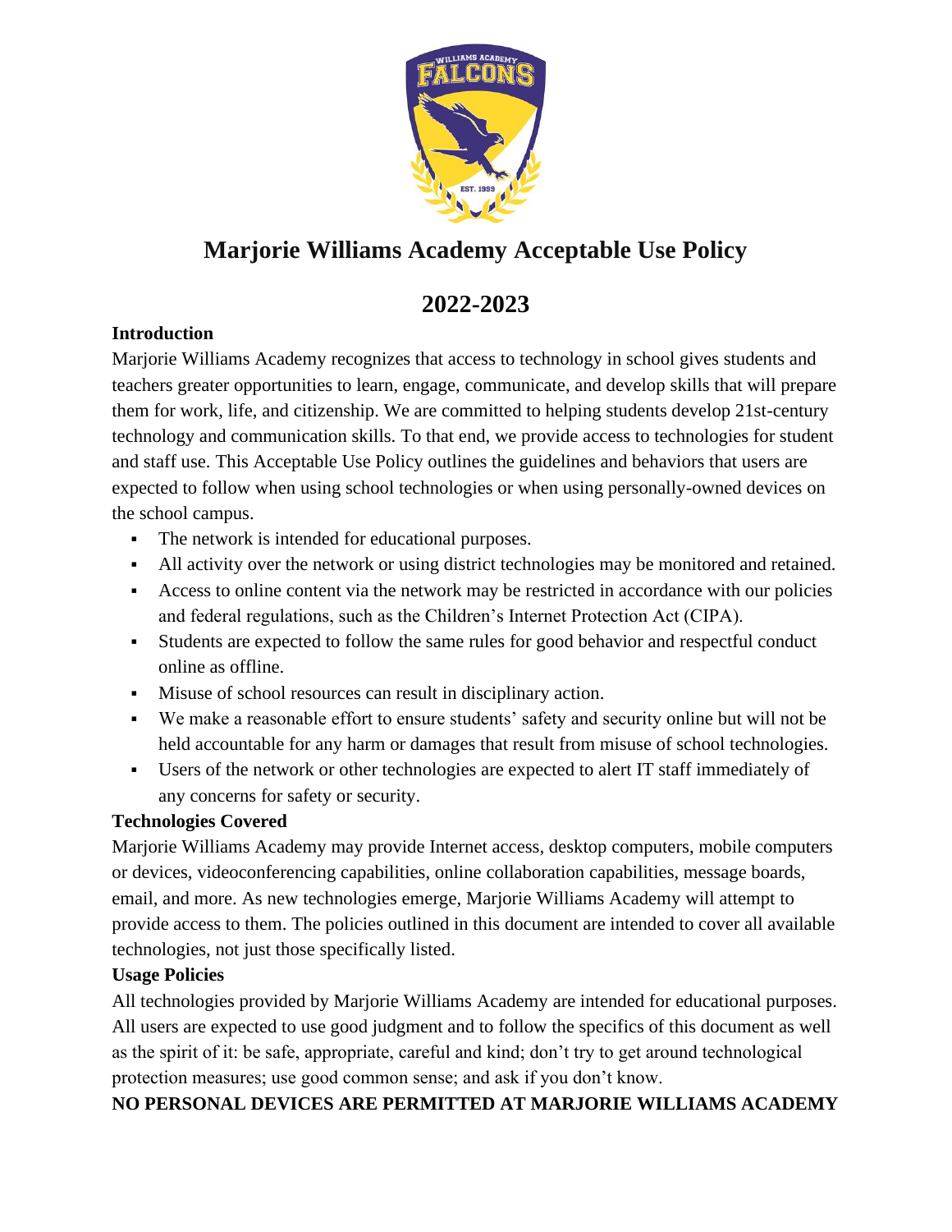# Marjorie Williams Academy Acceptable Use Policy

## 2022-2023

**Introduction**

Marjorie Williams Academy recognizes that access to technology in school gives students and teachers greater opportunities to learn, engage, communicate, and develop skills that will prepare them for work, life, and citizenship. We are committed to helping students develop 21st-century technology and communication skills. To that end, we provide access to technologies for student and staff use. This Acceptable Use Policy outlines the guidelines and behaviors that users are expected to follow when using school technologies or when using personally-owned devices on the school campus.

- The network is intended for educational purposes.
- All activity over the network or using district technologies may be monitored and retained.
- Access to online content via the network may be restricted in accordance with our policies and federal regulations, such as the Children's Internet Protection Act (CIPA).
- Students are expected to follow the same rules for good behavior and respectful conduct online as offline.
- Misuse of school resources can result in disciplinary action.
- We make a reasonable effort to ensure students' safety and security online but will not be held accountable for any harm or damages that result from misuse of school technologies.
- Users of the network or other technologies are expected to alert IT staff immediately of any concerns for safety or security.

**Technologies Covered**

Marjorie Williams Academy may provide Internet access, desktop computers, mobile computers or devices, videoconferencing capabilities, online collaboration capabilities, message boards, email, and more. As new technologies emerge, Marjorie Williams Academy will attempt to provide access to them. The policies outlined in this document are intended to cover all available technologies, not just those specifically listed.

**Usage Policies**

All technologies provided by Marjorie Williams Academy are intended for educational purposes. All users are expected to use good judgment and to follow the specifics of this document as well as the spirit of it: be safe, appropriate, careful and kind; don't try to get around technological protection measures; use good common sense; and ask if you don't know.

**NO PERSONAL DEVICES ARE PERMITTED AT MARJORIE WILLIAMS ACADEMY**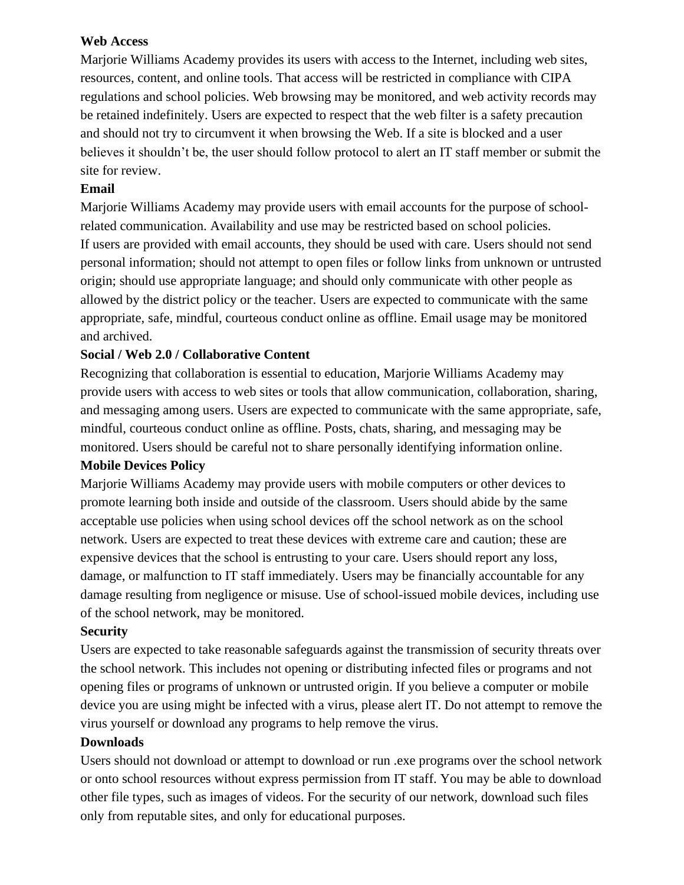**Web Access**

Marjorie Williams Academy provides its users with access to the Internet, including web sites, resources, content, and online tools. That access will be restricted in compliance with CIPA regulations and school policies. Web browsing may be monitored, and web activity records may be retained indefinitely. Users are expected to respect that the web filter is a safety precaution and should not try to circumvent it when browsing the Web. If a site is blocked and a user believes it shouldn't be, the user should follow protocol to alert an IT staff member or submit the site for review.

**Email**

Marjorie Williams Academy may provide users with email accounts for the purpose of school-related communication. Availability and use may be restricted based on school policies.
If users are provided with email accounts, they should be used with care. Users should not send personal information; should not attempt to open files or follow links from unknown or untrusted origin; should use appropriate language; and should only communicate with other people as allowed by the district policy or the teacher. Users are expected to communicate with the same appropriate, safe, mindful, courteous conduct online as offline. Email usage may be monitored and archived.

**Social / Web 2.0 / Collaborative Content**

Recognizing that collaboration is essential to education, Marjorie Williams Academy may provide users with access to web sites or tools that allow communication, collaboration, sharing, and messaging among users. Users are expected to communicate with the same appropriate, safe, mindful, courteous conduct online as offline. Posts, chats, sharing, and messaging may be monitored. Users should be careful not to share personally identifying information online.

**Mobile Devices Policy**

Marjorie Williams Academy may provide users with mobile computers or other devices to promote learning both inside and outside of the classroom. Users should abide by the same acceptable use policies when using school devices off the school network as on the school network. Users are expected to treat these devices with extreme care and caution; these are expensive devices that the school is entrusting to your care. Users should report any loss, damage, or malfunction to IT staff immediately. Users may be financially accountable for any damage resulting from negligence or misuse. Use of school-issued mobile devices, including use of the school network, may be monitored.

**Security**

Users are expected to take reasonable safeguards against the transmission of security threats over the school network. This includes not opening or distributing infected files or programs and not opening files or programs of unknown or untrusted origin. If you believe a computer or mobile device you are using might be infected with a virus, please alert IT. Do not attempt to remove the virus yourself or download any programs to help remove the virus.

**Downloads**

Users should not download or attempt to download or run .exe programs over the school network or onto school resources without express permission from IT staff. You may be able to download other file types, such as images of videos. For the security of our network, download such files only from reputable sites, and only for educational purposes.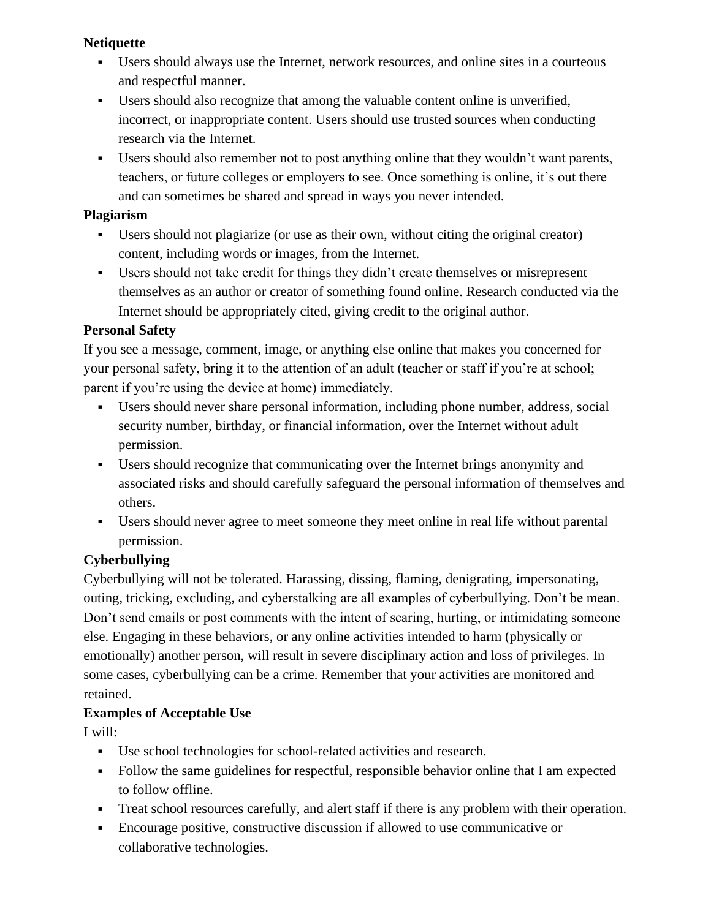**Netiquette**

- Users should always use the Internet, network resources, and online sites in a courteous and respectful manner.
- Users should also recognize that among the valuable content online is unverified, incorrect, or inappropriate content. Users should use trusted sources when conducting research via the Internet.
- Users should also remember not to post anything online that they wouldn't want parents, teachers, or future colleges or employers to see. Once something is online, it's out there—and can sometimes be shared and spread in ways you never intended.

**Plagiarism**

- Users should not plagiarize (or use as their own, without citing the original creator) content, including words or images, from the Internet.
- Users should not take credit for things they didn't create themselves or misrepresent themselves as an author or creator of something found online. Research conducted via the Internet should be appropriately cited, giving credit to the original author.

**Personal Safety**

If you see a message, comment, image, or anything else online that makes you concerned for your personal safety, bring it to the attention of an adult (teacher or staff if you're at school; parent if you're using the device at home) immediately.

- Users should never share personal information, including phone number, address, social security number, birthday, or financial information, over the Internet without adult permission.
- Users should recognize that communicating over the Internet brings anonymity and associated risks and should carefully safeguard the personal information of themselves and others.
- Users should never agree to meet someone they meet online in real life without parental permission.

**Cyberbullying**

Cyberbullying will not be tolerated. Harassing, dissing, flaming, denigrating, impersonating, outing, tricking, excluding, and cyberstalking are all examples of cyberbullying. Don't be mean. Don't send emails or post comments with the intent of scaring, hurting, or intimidating someone else. Engaging in these behaviors, or any online activities intended to harm (physically or emotionally) another person, will result in severe disciplinary action and loss of privileges. In some cases, cyberbullying can be a crime. Remember that your activities are monitored and retained.

**Examples of Acceptable Use**

I will:

- Use school technologies for school-related activities and research.
- Follow the same guidelines for respectful, responsible behavior online that I am expected to follow offline.
- Treat school resources carefully, and alert staff if there is any problem with their operation.
- Encourage positive, constructive discussion if allowed to use communicative or collaborative technologies.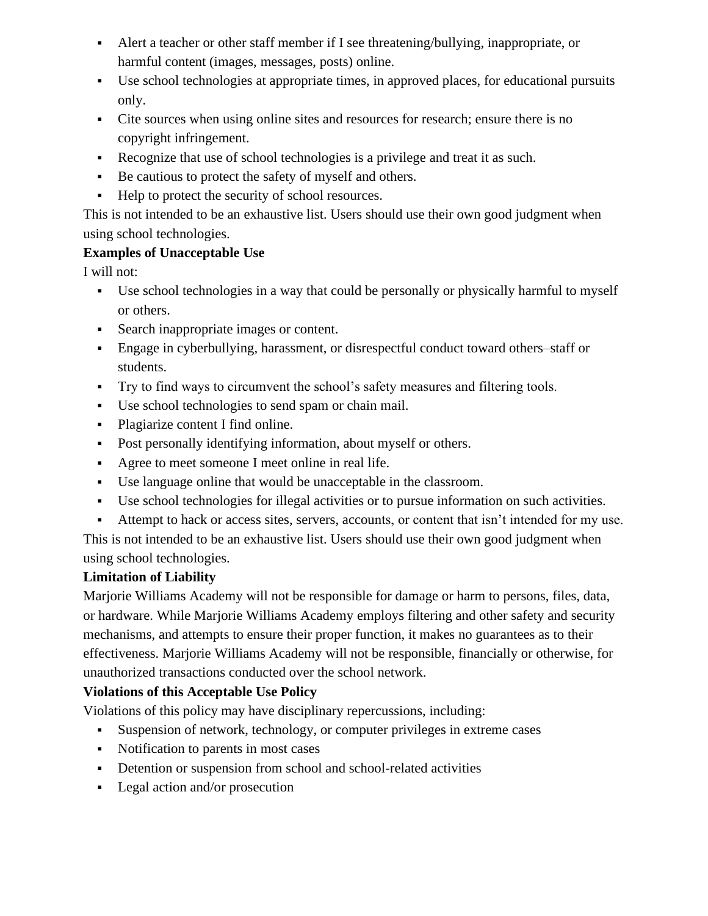- Alert a teacher or other staff member if I see threatening/bullying, inappropriate, or harmful content (images, messages, posts) online.
- Use school technologies at appropriate times, in approved places, for educational pursuits only.
- Cite sources when using online sites and resources for research; ensure there is no copyright infringement.
- Recognize that use of school technologies is a privilege and treat it as such.
- Be cautious to protect the safety of myself and others.
- Help to protect the security of school resources.

This is not intended to be an exhaustive list. Users should use their own good judgment when using school technologies.

**Examples of Unacceptable Use**

I will not:

- Use school technologies in a way that could be personally or physically harmful to myself or others.
- Search inappropriate images or content.
- Engage in cyberbullying, harassment, or disrespectful conduct toward others–staff or students.
- Try to find ways to circumvent the school's safety measures and filtering tools.
- Use school technologies to send spam or chain mail.
- Plagiarize content I find online.
- Post personally identifying information, about myself or others.
- Agree to meet someone I meet online in real life.
- Use language online that would be unacceptable in the classroom.
- Use school technologies for illegal activities or to pursue information on such activities.
- Attempt to hack or access sites, servers, accounts, or content that isn't intended for my use.

This is not intended to be an exhaustive list. Users should use their own good judgment when using school technologies.

**Limitation of Liability**

Marjorie Williams Academy will not be responsible for damage or harm to persons, files, data, or hardware. While Marjorie Williams Academy employs filtering and other safety and security mechanisms, and attempts to ensure their proper function, it makes no guarantees as to their effectiveness. Marjorie Williams Academy will not be responsible, financially or otherwise, for unauthorized transactions conducted over the school network.

**Violations of this Acceptable Use Policy**

Violations of this policy may have disciplinary repercussions, including:

- Suspension of network, technology, or computer privileges in extreme cases
- Notification to parents in most cases
- Detention or suspension from school and school-related activities
- Legal action and/or prosecution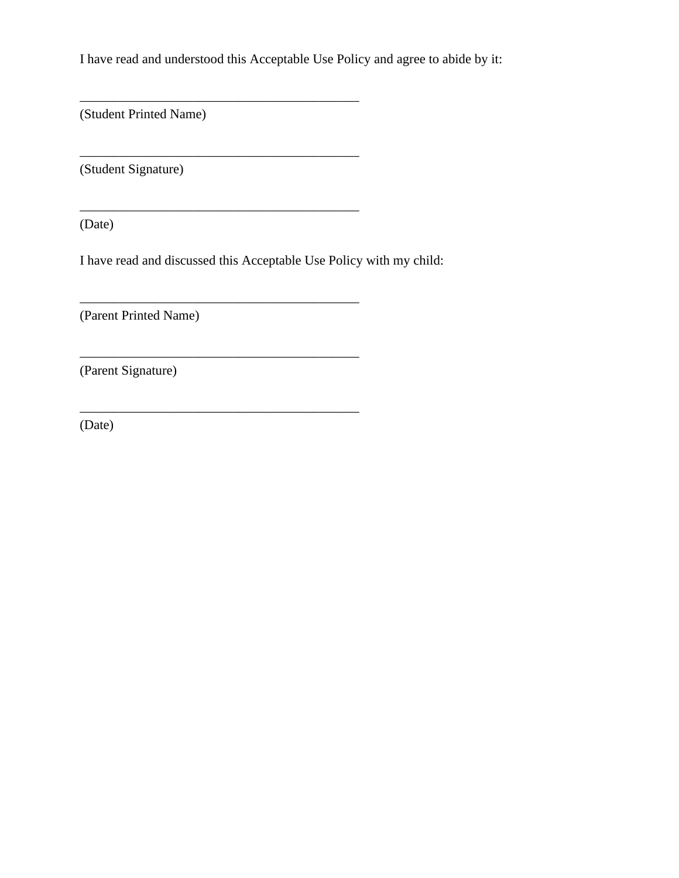I have read and understood this Acceptable Use Policy and agree to abide by it:

___________________________________________
(Student Printed Name)

___________________________________________
(Student Signature)

___________________________________________
(Date)

I have read and discussed this Acceptable Use Policy with my child:

___________________________________________
(Parent Printed Name)

___________________________________________
(Parent Signature)

___________________________________________
(Date)